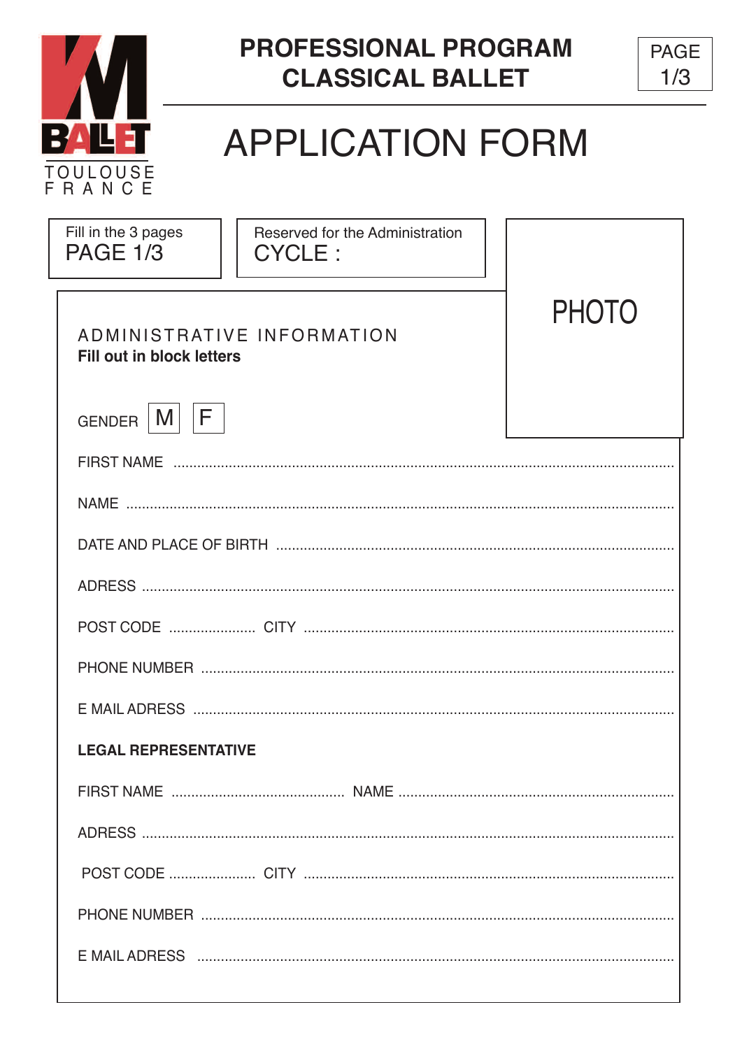KM BALLET
TOULOUSE
FRANCE

# PROFESSIONAL PROGRAM CLASSICAL BALLET

PAGE 1/3

# APPLICATION FORM

Fill in the 3 pages
PAGE 1/3

Reserved for the Administration
CYCLE :

PHOTO

## ADMINISTRATIVE INFORMATION

**Fill out in block letters**

GENDER M F

FIRST NAME ..........................................................................................................

NAME ..........................................................................................................

DATE AND PLACE OF BIRTH ..........................................................................................................

ADRESS ..........................................................................................................

POST CODE ..................... CITY ..........................................................................................................

PHONE NUMBER ..........................................................................................................

E MAIL ADRESS ..........................................................................................................

**LEGAL REPRESENTATIVE**

FIRST NAME .......................................... NAME ..........................................................................................................

ADRESS ..........................................................................................................

POST CODE ..................... CITY ..........................................................................................................

PHONE NUMBER ..........................................................................................................

E MAIL ADRESS ..........................................................................................................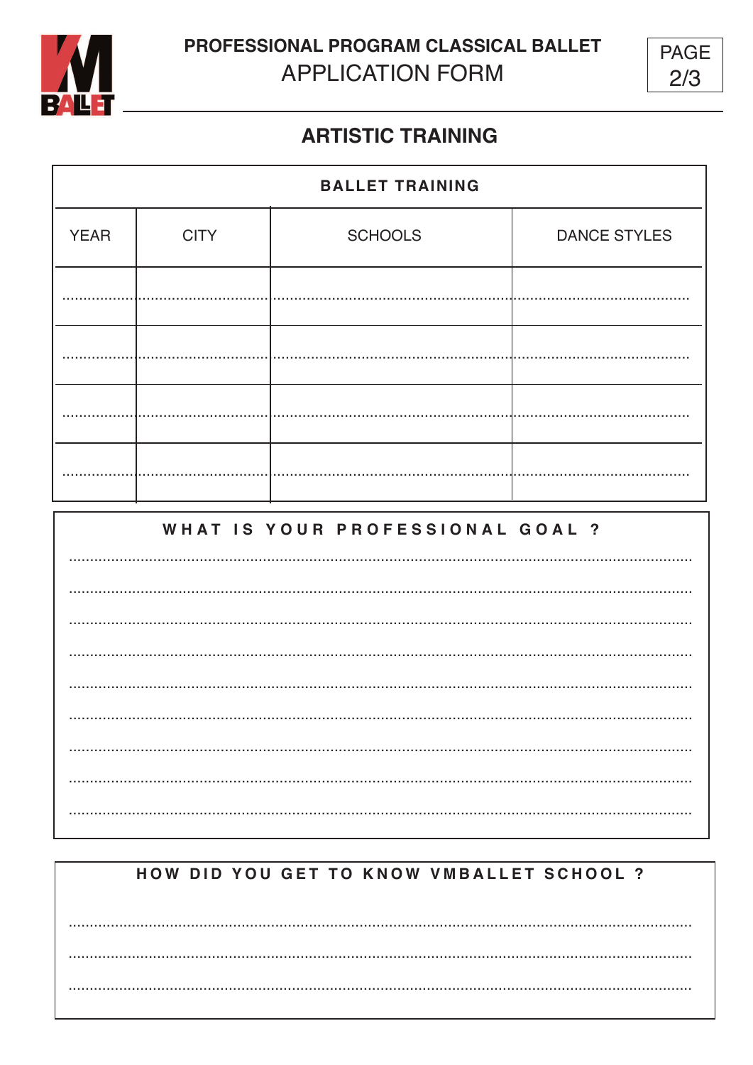# PROFESSIONAL PROGRAM CLASSICAL BALLET

## APPLICATION FORM

## ARTISTIC TRAINING

| BALLET TRAINING | | | |
|---|---|---|---|
| YEAR | CITY | SCHOOLS | DANCE STYLES |
| | | | |
| | | | |
| | | | |
| | | | |

**WHAT IS YOUR PROFESSIONAL GOAL ?**

.................................................................................................................................

.................................................................................................................................

.................................................................................................................................

.................................................................................................................................

.................................................................................................................................

.................................................................................................................................

.................................................................................................................................

.................................................................................................................................

.................................................................................................................................

**HOW DID YOU GET TO KNOW VMBALLET SCHOOL ?**

.................................................................................................................................

.................................................................................................................................

.................................................................................................................................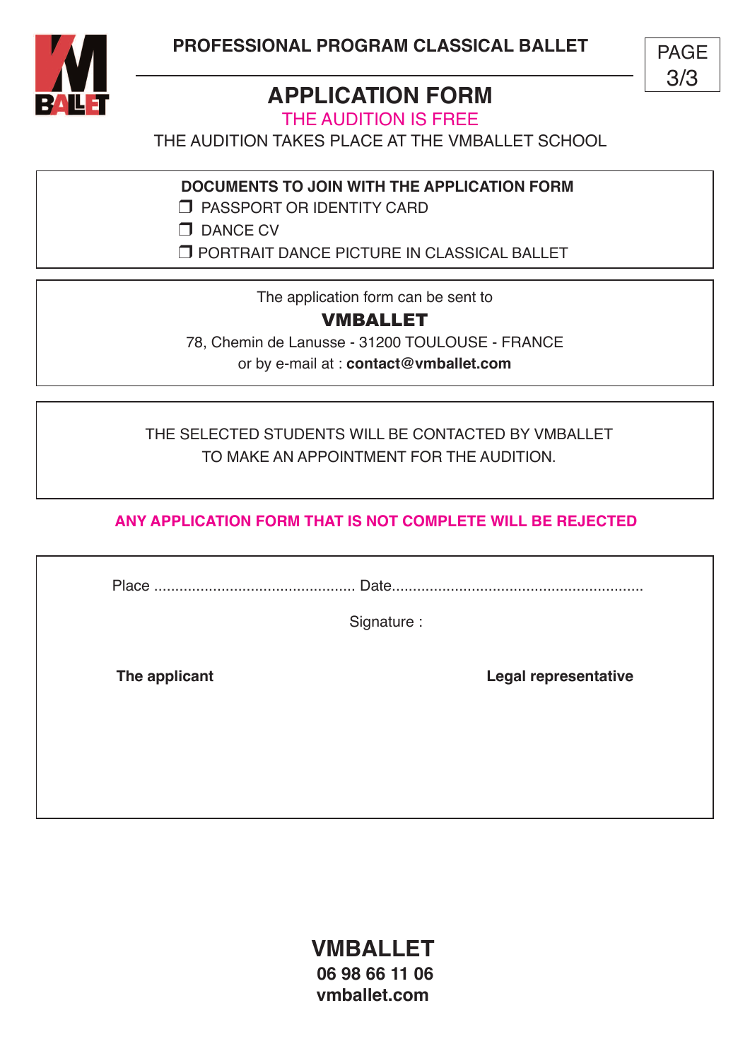PROFESSIONAL PROGRAM CLASSICAL BALLET

# APPLICATION FORM

THE AUDITION IS FREE

THE AUDITION TAKES PLACE AT THE VMBALLET SCHOOL

**DOCUMENTS TO JOIN WITH THE APPLICATION FORM**

- ❐ PASSPORT OR IDENTITY CARD
- ❐ DANCE CV
- ❐ PORTRAIT DANCE PICTURE IN CLASSICAL BALLET

The application form can be sent to

**VMBALLET**

78, Chemin de Lanusse - 31200 TOULOUSE - FRANCE

or by e-mail at : **contact@vmballet.com**

THE SELECTED STUDENTS WILL BE CONTACTED BY VMBALLET
TO MAKE AN APPOINTMENT FOR THE AUDITION.

**ANY APPLICATION FORM THAT IS NOT COMPLETE WILL BE REJECTED**

Place ................................................ Date............................................................

Signature :

**The applicant** **Legal representative**

**VMBALLET**

**06 98 66 11 06**

**vmballet.com**